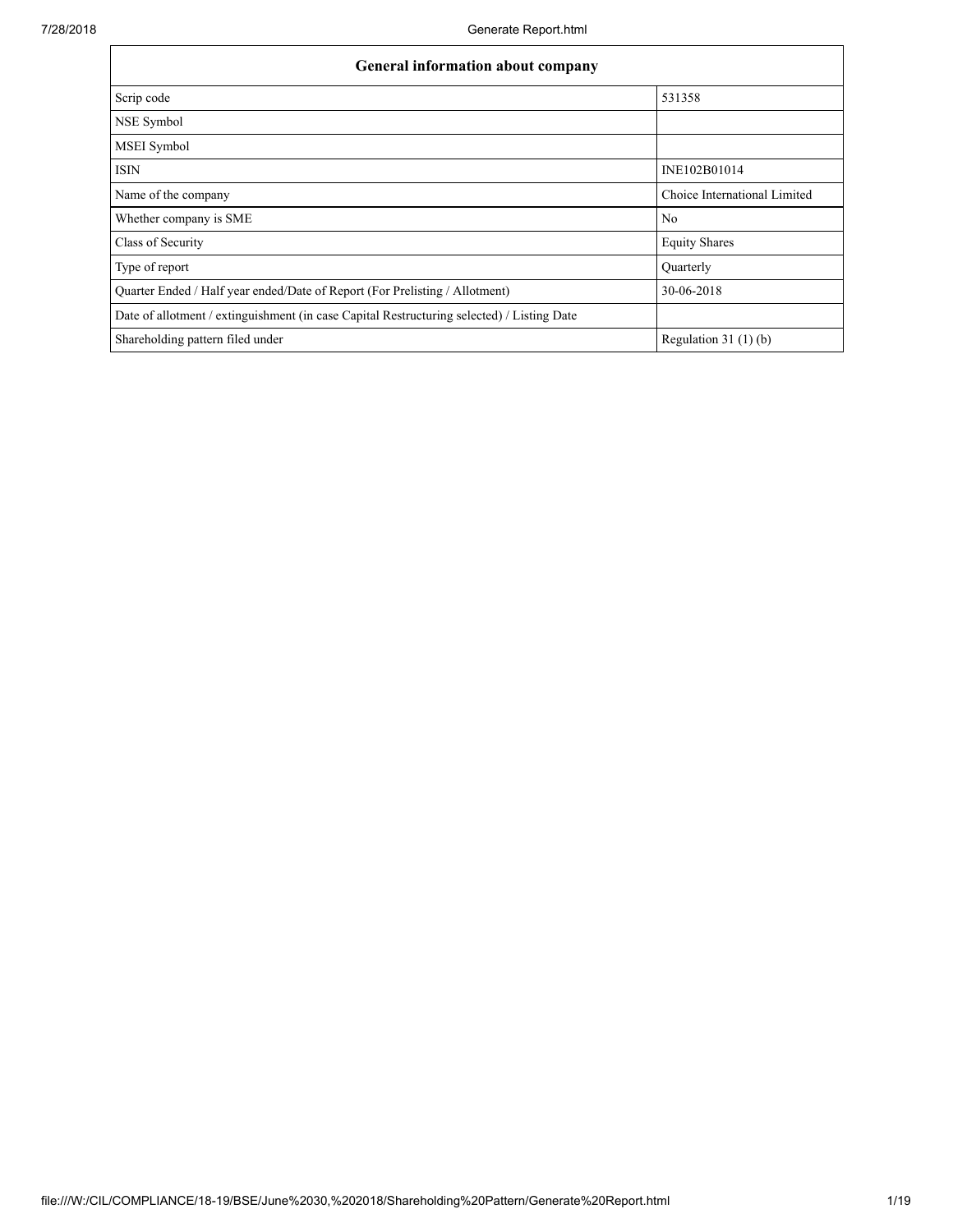| General information about company | |
|---|---|
| Scrip code | 531358 |
| NSE Symbol | |
| MSEI Symbol | |
| ISIN | INE102B01014 |
| Name of the company | Choice International Limited |
| Whether company is SME | No |
| Class of Security | Equity Shares |
| Type of report | Quarterly |
| Quarter Ended / Half year ended/Date of Report (For Prelisting / Allotment) | 30-06-2018 |
| Date of allotment / extinguishment (in case Capital Restructuring selected) / Listing Date | |
| Shareholding pattern filed under | Regulation 31 (1) (b) |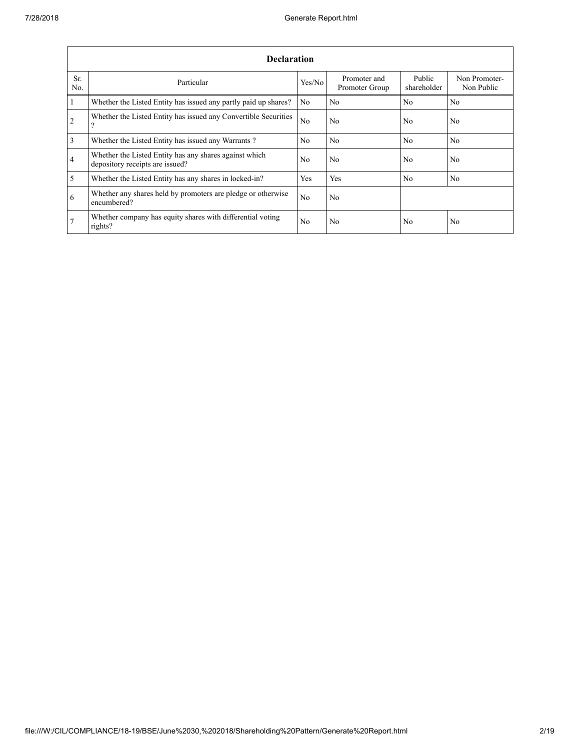| Declaration | | | | | |
|---|---|---|---|---|---|
| Sr. No. | Particular | Yes/No | Promoter and Promoter Group | Public shareholder | Non Promoter-Non Public |
| 1 | Whether the Listed Entity has issued any partly paid up shares? | No | No | No | No |
| 2 | Whether the Listed Entity has issued any Convertible Securities ? | No | No | No | No |
| 3 | Whether the Listed Entity has issued any Warrants ? | No | No | No | No |
| 4 | Whether the Listed Entity has any shares against which depository receipts are issued? | No | No | No | No |
| 5 | Whether the Listed Entity has any shares in locked-in? | Yes | Yes | No | No |
| 6 | Whether any shares held by promoters are pledge or otherwise encumbered? | No | No | | |
| 7 | Whether company has equity shares with differential voting rights? | No | No | No | No |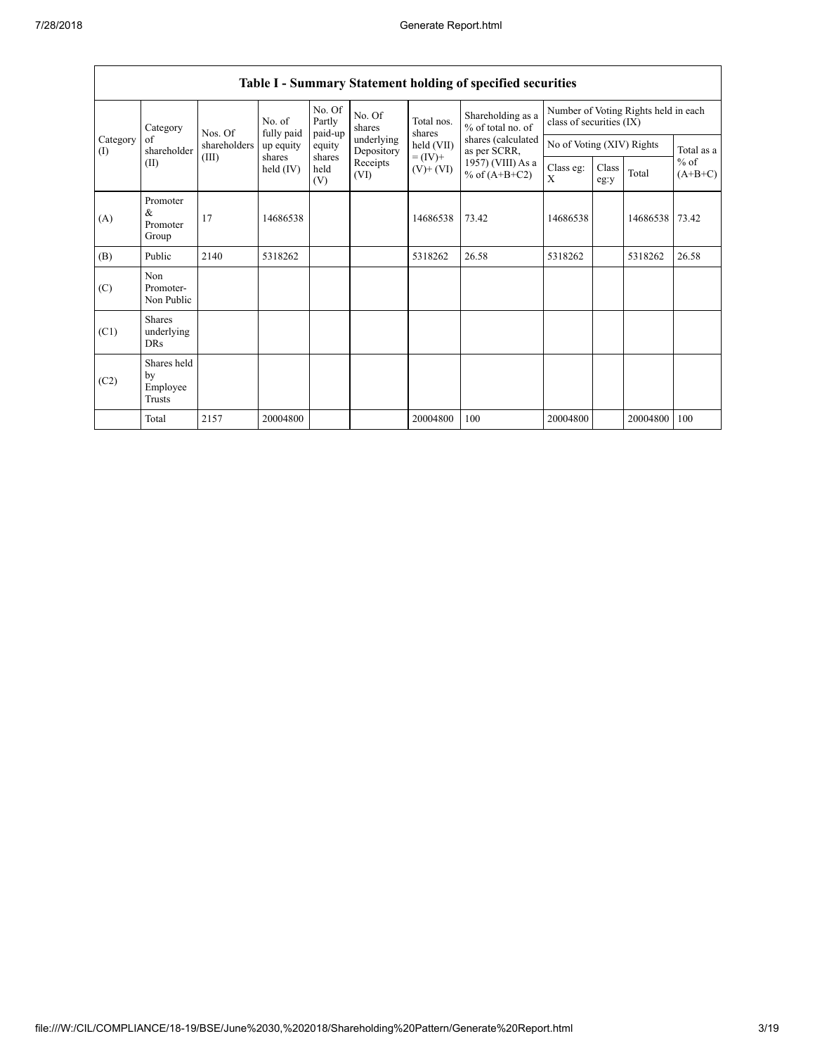## Table I - Summary Statement holding of specified securities

| Category (I) | Category of shareholder (II) | Nos. Of shareholders (III) | No. of fully paid up equity shares held (IV) | No. Of Partly paid-up equity shares held (V) | No. Of shares underlying Depository Receipts (VI) | Total nos. shares held (VII) = (IV)+ (V)+ (VI) | Shareholding as a % of total no. of shares (calculated as per SCRR, 1957) (VIII) As a % of (A+B+C2) | Number of Voting Rights held in each class of securities (IX) | | | |
|---|---|---|---|---|---|---|---|---|---|---|---|
| | | | | | | | | No of Voting (XIV) Rights | | | Total as a % of (A+B+C) |
| | | | | | | | | Class eg: X | Class eg:y | Total | |
| (A) | Promoter & Promoter Group | 17 | 14686538 | | | 14686538 | 73.42 | 14686538 | | 14686538 | 73.42 |
| (B) | Public | 2140 | 5318262 | | | 5318262 | 26.58 | 5318262 | | 5318262 | 26.58 |
| (C) | Non Promoter- Non Public | | | | | | | | | | |
| (C1) | Shares underlying DRs | | | | | | | | | | |
| (C2) | Shares held by Employee Trusts | | | | | | | | | | |
| | Total | 2157 | 20004800 | | | 20004800 | 100 | 20004800 | | 20004800 | 100 |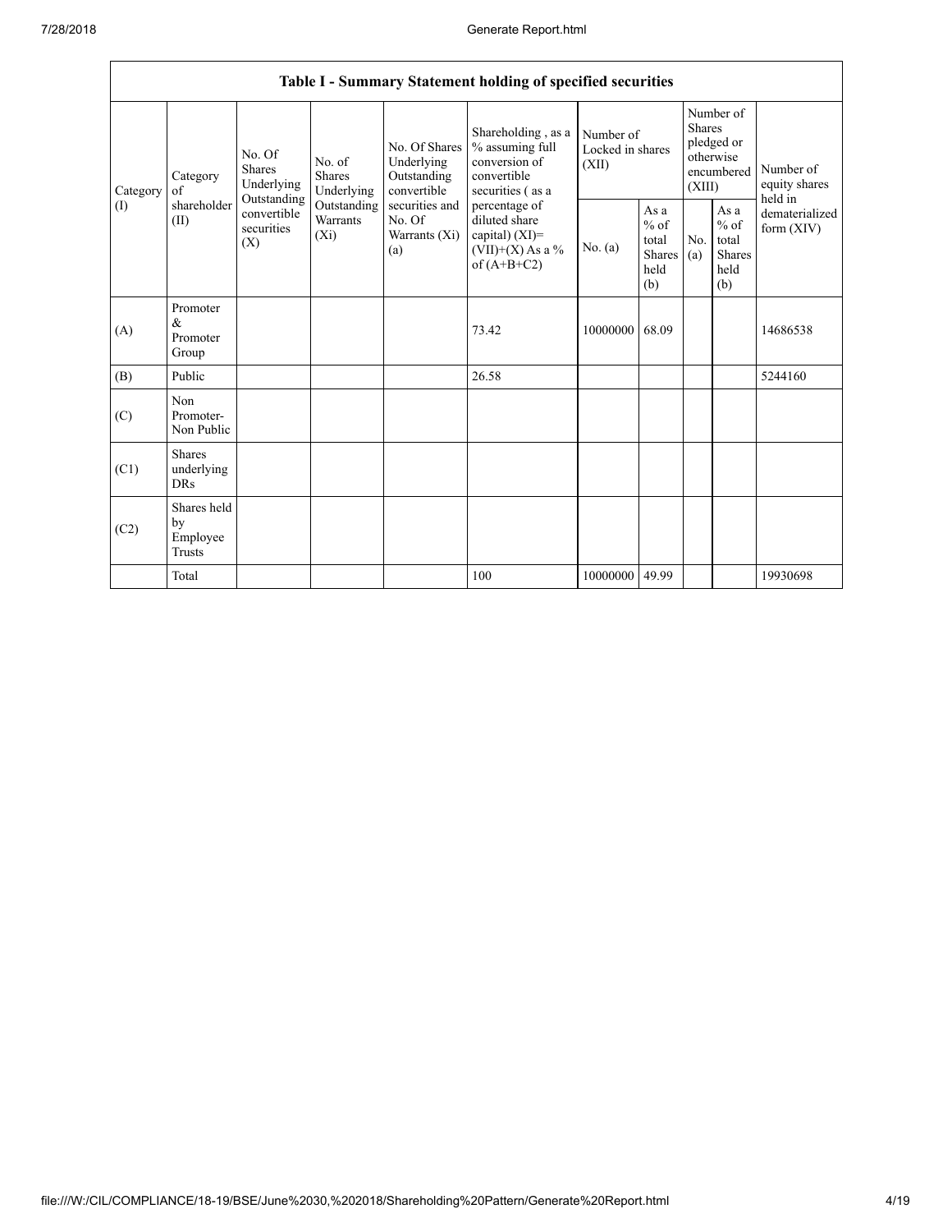| Table I - Summary Statement holding of specified securities | | | | | | | | | | |
|---|---|---|---|---|---|---|---|---|---|---|
| Category (I) | Category of shareholder (II) | No. Of Shares Underlying Outstanding convertible securities (X) | No. of Shares Underlying Outstanding Warrants (Xi) | No. Of Shares Underlying Outstanding convertible securities and No. Of Warrants (Xi) (a) | Shareholding , as a % assuming full conversion of convertible securities ( as a percentage of diluted share capital) (XI)= (VII)+(X) As a % of (A+B+C2) | Number of Locked in shares (XII) | | Number of Shares pledged or otherwise encumbered (XIII) | | Number of equity shares held in dematerialized form (XIV) |
| | | | | | | No. (a) | As a % of total Shares held (b) | No. (a) | As a % of total Shares held (b) | |
| (A) | Promoter & Promoter Group | | | | 73.42 | 10000000 | 68.09 | | | 14686538 |
| (B) | Public | | | | 26.58 | | | | | 5244160 |
| (C) | Non Promoter- Non Public | | | | | | | | | |
| (C1) | Shares underlying DRs | | | | | | | | | |
| (C2) | Shares held by Employee Trusts | | | | | | | | | |
| | Total | | | | 100 | 10000000 | 49.99 | | | 19930698 |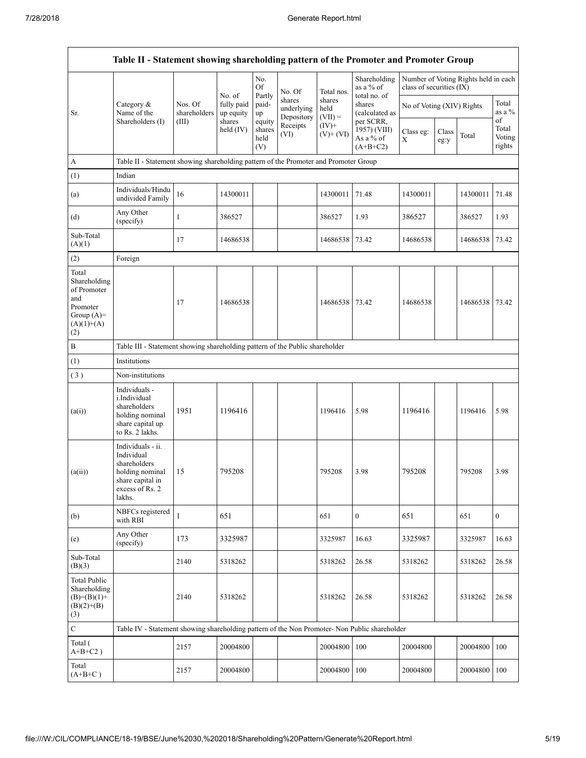| Table II - Statement showing shareholding pattern of the Promoter and Promoter Group | | | | | | | | | | | | |
|---|---|---|---|---|---|---|---|---|---|---|---|---|
| Sr. | Category & Name of the Shareholders (I) | Nos. Of shareholders (III) | No. of fully paid up equity shares held (IV) | No. Of Partly paid-up equity shares held (V) | No. Of shares underlying Depository Receipts (VI) | Total nos. shares held (VII) = (IV)+ (V)+ (VI) | Shareholding as a % of total no. of shares (calculated as per SCRR, 1957) (VIII) As a % of (A+B+C2) | Number of Voting Rights held in each class of securities (IX) | | | |
| | | | | | | | | No of Voting (XIV) Rights | | | Total as a % of Total Voting rights |
| | | | | | | | | Class eg: X | Class eg:y | Total | |
| A | Table II - Statement showing shareholding pattern of the Promoter and Promoter Group | | | | | | | | | | |
| (1) | Indian | | | | | | | | | | |
| (a) | Individuals/Hindu undivided Family | 16 | 14300011 | | | 14300011 | 71.48 | 14300011 | | 14300011 | 71.48 |
| (d) | Any Other (specify) | 1 | 386527 | | | 386527 | 1.93 | 386527 | | 386527 | 1.93 |
| Sub-Total (A)(1) | | 17 | 14686538 | | | 14686538 | 73.42 | 14686538 | | 14686538 | 73.42 |
| (2) | Foreign | | | | | | | | | | |
| Total Shareholding of Promoter and Promoter Group (A)=(A)(1)+(A)(2) | | 17 | 14686538 | | | 14686538 | 73.42 | 14686538 | | 14686538 | 73.42 |
| B | Table III - Statement showing shareholding pattern of the Public shareholder | | | | | | | | | | |
| (1) | Institutions | | | | | | | | | | |
| ( 3 ) | Non-institutions | | | | | | | | | | |
| (a(i)) | Individuals - i.Individual shareholders holding nominal share capital up to Rs. 2 lakhs. | 1951 | 1196416 | | | 1196416 | 5.98 | 1196416 | | 1196416 | 5.98 |
| (a(ii)) | Individuals - ii. Individual shareholders holding nominal share capital in excess of Rs. 2 lakhs. | 15 | 795208 | | | 795208 | 3.98 | 795208 | | 795208 | 3.98 |
| (b) | NBFCs registered with RBI | 1 | 651 | | | 651 | 0 | 651 | | 651 | 0 |
| (e) | Any Other (specify) | 173 | 3325987 | | | 3325987 | 16.63 | 3325987 | | 3325987 | 16.63 |
| Sub-Total (B)(3) | | 2140 | 5318262 | | | 5318262 | 26.58 | 5318262 | | 5318262 | 26.58 |
| Total Public Shareholding (B)=(B)(1)+(B)(2)+(B)(3) | | 2140 | 5318262 | | | 5318262 | 26.58 | 5318262 | | 5318262 | 26.58 |
| C | Table IV - Statement showing shareholding pattern of the Non Promoter- Non Public shareholder | | | | | | | | | | |
| Total ( A+B+C2 ) | | 2157 | 20004800 | | | 20004800 | 100 | 20004800 | | 20004800 | 100 |
| Total (A+B+C ) | | 2157 | 20004800 | | | 20004800 | 100 | 20004800 | | 20004800 | 100 |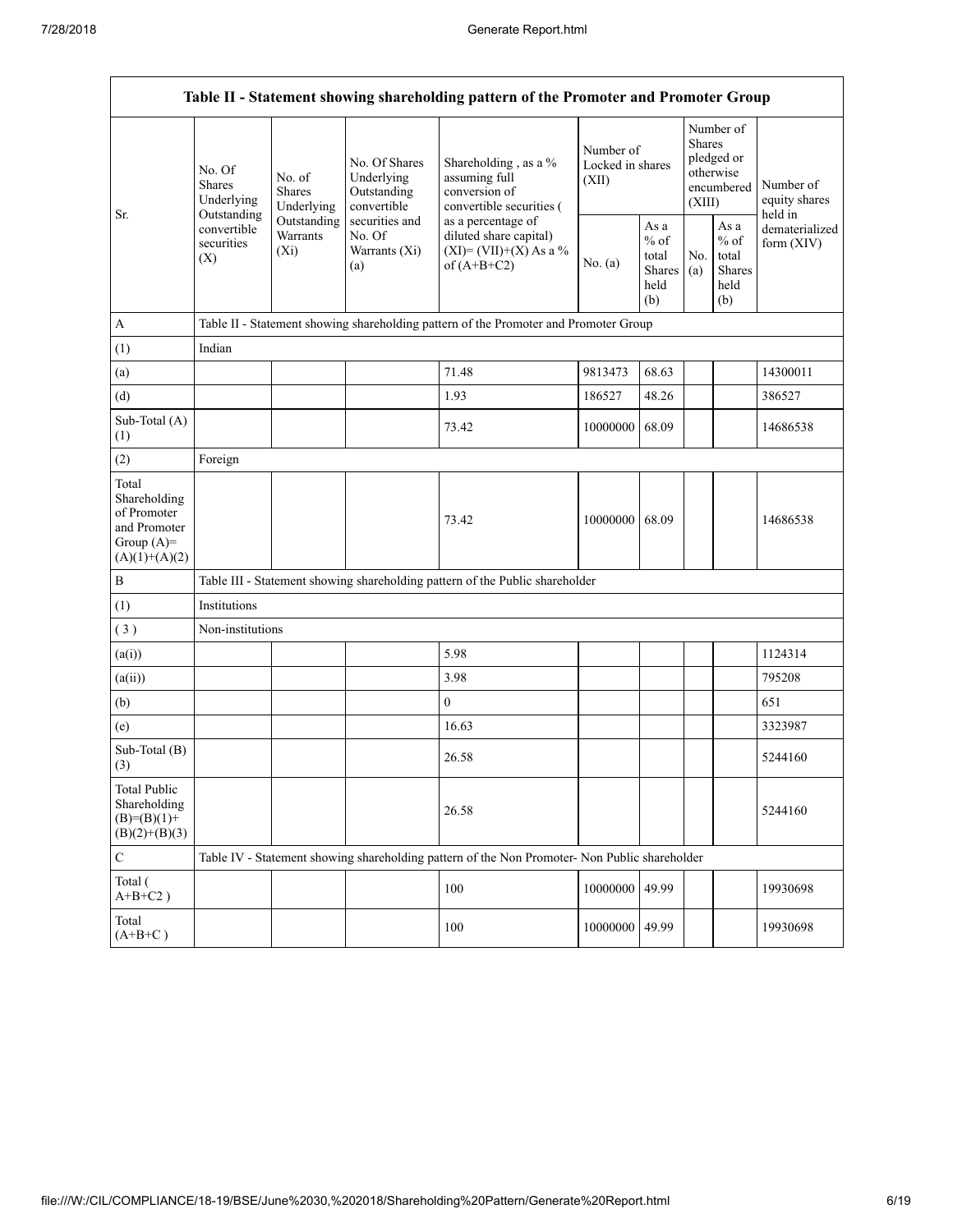| Table II - Statement showing shareholding pattern of the Promoter and Promoter Group | | | | | | | | | |
|---|---|---|---|---|---|---|---|---|---|
| Sr. | No. Of Shares Underlying Outstanding convertible securities (X) | No. of Shares Underlying Outstanding Warrants (Xi) | No. Of Shares Underlying Outstanding convertible securities and No. Of Warrants (Xi) (a) | Shareholding , as a % assuming full conversion of convertible securities ( as a percentage of diluted share capital) (XI)= (VII)+(X) As a % of (A+B+C2) | Number of Locked in shares (XII) | | Number of Shares pledged or otherwise encumbered (XIII) | | Number of equity shares held in dematerialized form (XIV) |
| | | | | | No. (a) | As a % of total Shares held (b) | No. (a) | As a % of total Shares held (b) | |
| A | Table II - Statement showing shareholding pattern of the Promoter and Promoter Group | | | | | | | | |
| (1) | Indian | | | | | | | | |
| (a) | | | | 71.48 | 9813473 | 68.63 | | | 14300011 |
| (d) | | | | 1.93 | 186527 | 48.26 | | | 386527 |
| Sub-Total (A) (1) | | | | 73.42 | 10000000 | 68.09 | | | 14686538 |
| (2) | Foreign | | | | | | | | |
| Total Shareholding of Promoter and Promoter Group (A)= (A)(1)+(A)(2) | | | | 73.42 | 10000000 | 68.09 | | | 14686538 |
| B | Table III - Statement showing shareholding pattern of the Public shareholder | | | | | | | | |
| (1) | Institutions | | | | | | | | |
| ( 3 ) | Non-institutions | | | | | | | | |
| (a(i)) | | | | 5.98 | | | | | 1124314 |
| (a(ii)) | | | | 3.98 | | | | | 795208 |
| (b) | | | | 0 | | | | | 651 |
| (e) | | | | 16.63 | | | | | 3323987 |
| Sub-Total (B) (3) | | | | 26.58 | | | | | 5244160 |
| Total Public Shareholding (B)=(B)(1)+ (B)(2)+(B)(3) | | | | 26.58 | | | | | 5244160 |
| C | Table IV - Statement showing shareholding pattern of the Non Promoter- Non Public shareholder | | | | | | | | |
| Total ( A+B+C2 ) | | | | 100 | 10000000 | 49.99 | | | 19930698 |
| Total (A+B+C ) | | | | 100 | 10000000 | 49.99 | | | 19930698 |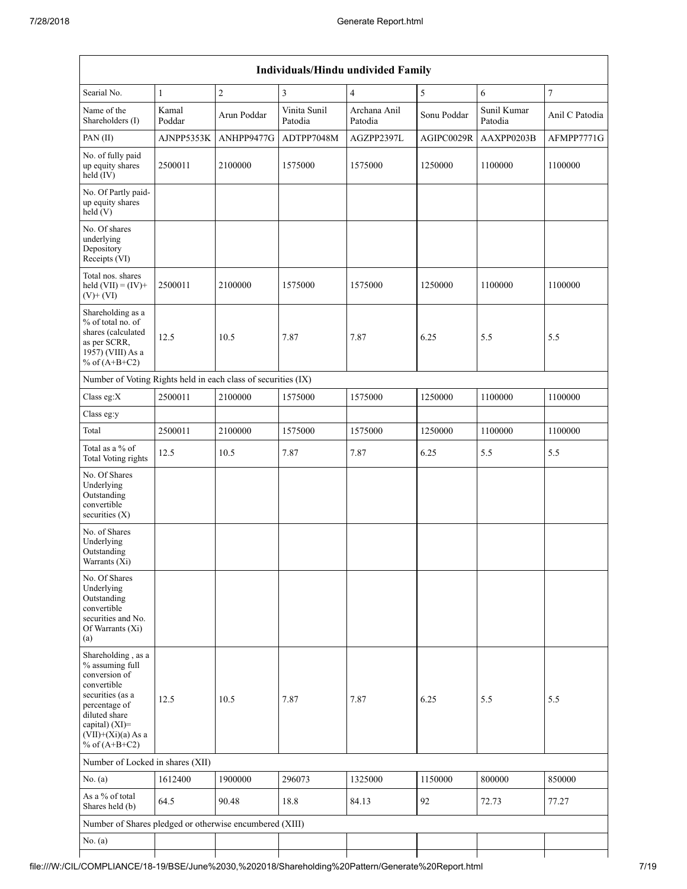| Individuals/Hindu undivided Family | | | | | | | |
|---|---|---|---|---|---|---|---|
| Searial No. | 1 | 2 | 3 | 4 | 5 | 6 | 7 |
| Name of the Shareholders (I) | Kamal Poddar | Arun Poddar | Vinita Sunil Patodia | Archana Anil Patodia | Sonu Poddar | Sunil Kumar Patodia | Anil C Patodia |
| PAN (II) | AJNPP5353K | ANHPP9477G | ADTPP7048M | AGZPP2397L | AGIPC0029R | AAXPP0203B | AFMPP7771G |
| No. of fully paid up equity shares held (IV) | 2500011 | 2100000 | 1575000 | 1575000 | 1250000 | 1100000 | 1100000 |
| No. Of Partly paid-up equity shares held (V) | | | | | | | |
| No. Of shares underlying Depository Receipts (VI) | | | | | | | |
| Total nos. shares held (VII) = (IV)+ (V)+ (VI) | 2500011 | 2100000 | 1575000 | 1575000 | 1250000 | 1100000 | 1100000 |
| Shareholding as a % of total no. of shares (calculated as per SCRR, 1957) (VIII) As a % of (A+B+C2) | 12.5 | 10.5 | 7.87 | 7.87 | 6.25 | 5.5 | 5.5 |
| Number of Voting Rights held in each class of securities (IX) | | | | | | | |
| Class eg:X | 2500011 | 2100000 | 1575000 | 1575000 | 1250000 | 1100000 | 1100000 |
| Class eg:y | | | | | | | |
| Total | 2500011 | 2100000 | 1575000 | 1575000 | 1250000 | 1100000 | 1100000 |
| Total as a % of Total Voting rights | 12.5 | 10.5 | 7.87 | 7.87 | 6.25 | 5.5 | 5.5 |
| No. Of Shares Underlying Outstanding convertible securities (X) | | | | | | | |
| No. of Shares Underlying Outstanding Warrants (Xi) | | | | | | | |
| No. Of Shares Underlying Outstanding convertible securities and No. Of Warrants (Xi) (a) | | | | | | | |
| Shareholding , as a % assuming full conversion of convertible securities (as a percentage of diluted share capital) (XI)= (VII)+(Xi)(a) As a % of (A+B+C2) | 12.5 | 10.5 | 7.87 | 7.87 | 6.25 | 5.5 | 5.5 |
| Number of Locked in shares (XII) | | | | | | | |
| No. (a) | 1612400 | 1900000 | 296073 | 1325000 | 1150000 | 800000 | 850000 |
| As a % of total Shares held (b) | 64.5 | 90.48 | 18.8 | 84.13 | 92 | 72.73 | 77.27 |
| Number of Shares pledged or otherwise encumbered (XIII) | | | | | | | |
| No. (a) | | | | | | | |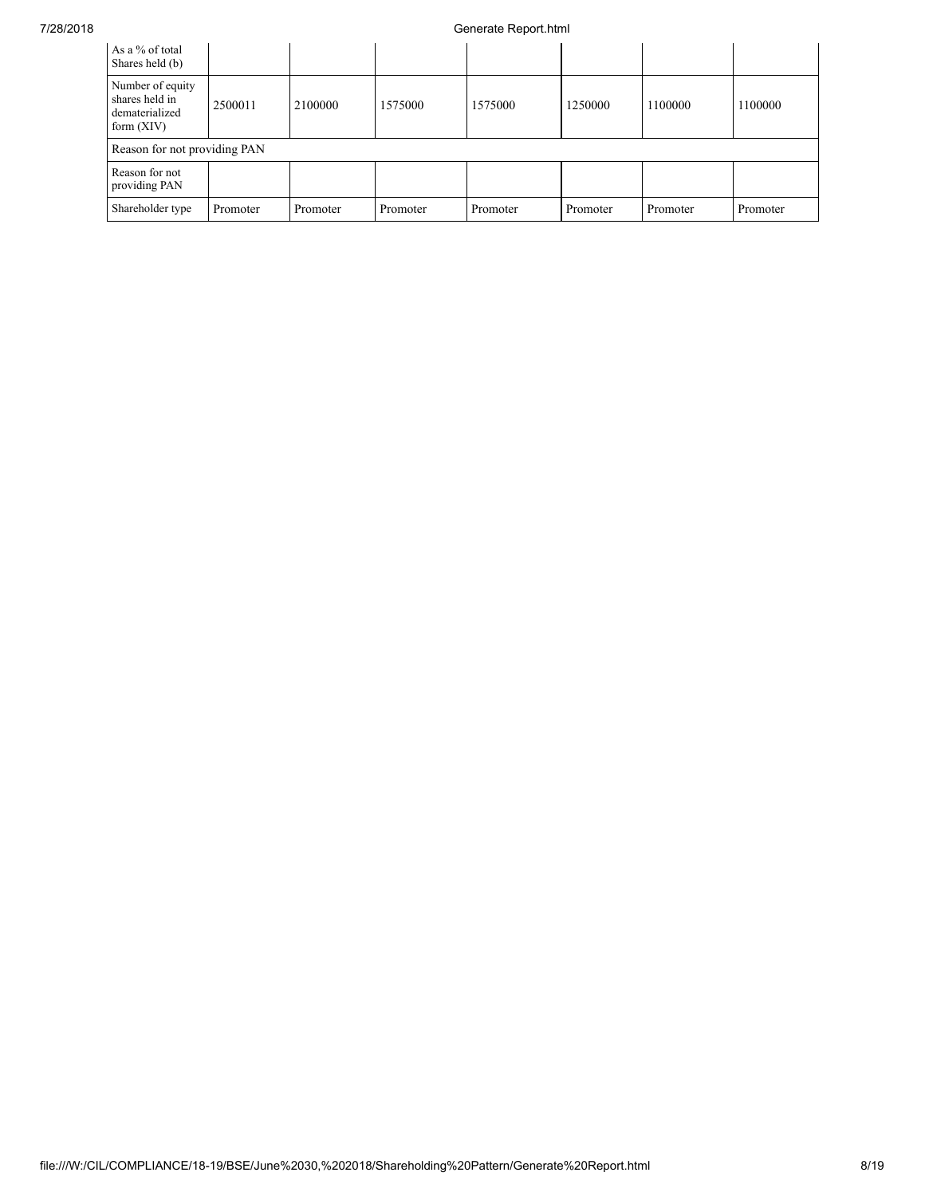| | | | | | | | |
|---|---|---|---|---|---|---|---|
| As a % of total Shares held (b) | | | | | | | |
| Number of equity shares held in dematerialized form (XIV) | 2500011 | 2100000 | 1575000 | 1575000 | 1250000 | 1100000 | 1100000 |
| Reason for not providing PAN | | | | | | | |
| Reason for not providing PAN | | | | | | | |
| Shareholder type | Promoter | Promoter | Promoter | Promoter | Promoter | Promoter | Promoter |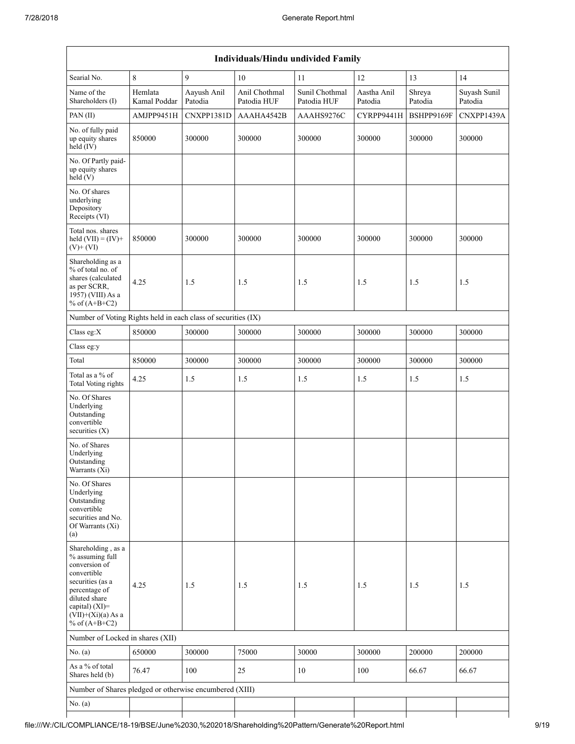| Individuals/Hindu undivided Family | | | | | | | |
|---|---|---|---|---|---|---|---|
| Searial No. | 8 | 9 | 10 | 11 | 12 | 13 | 14 |
| Name of the Shareholders (I) | Hemlata Kamal Poddar | Aayush Anil Patodia | Anil Chothmal Patodia HUF | Sunil Chothmal Patodia HUF | Aastha Anil Patodia | Shreya Patodia | Suyash Sunil Patodia |
| PAN (II) | AMJPP9451H | CNXPP1381D | AAAHA4542B | AAAHS9276C | CYRPP9441H | BSHPP9169F | CNXPP1439A |
| No. of fully paid up equity shares held (IV) | 850000 | 300000 | 300000 | 300000 | 300000 | 300000 | 300000 |
| No. Of Partly paid-up equity shares held (V) | | | | | | | |
| No. Of shares underlying Depository Receipts (VI) | | | | | | | |
| Total nos. shares held (VII) = (IV)+ (V)+ (VI) | 850000 | 300000 | 300000 | 300000 | 300000 | 300000 | 300000 |
| Shareholding as a % of total no. of shares (calculated as per SCRR, 1957) (VIII) As a % of (A+B+C2) | 4.25 | 1.5 | 1.5 | 1.5 | 1.5 | 1.5 | 1.5 |
| Number of Voting Rights held in each class of securities (IX) | | | | | | | |
| Class eg:X | 850000 | 300000 | 300000 | 300000 | 300000 | 300000 | 300000 |
| Class eg:y | | | | | | | |
| Total | 850000 | 300000 | 300000 | 300000 | 300000 | 300000 | 300000 |
| Total as a % of Total Voting rights | 4.25 | 1.5 | 1.5 | 1.5 | 1.5 | 1.5 | 1.5 |
| No. Of Shares Underlying Outstanding convertible securities (X) | | | | | | | |
| No. of Shares Underlying Outstanding Warrants (Xi) | | | | | | | |
| No. Of Shares Underlying Outstanding convertible securities and No. Of Warrants (Xi) (a) | | | | | | | |
| Shareholding , as a % assuming full conversion of convertible securities (as a percentage of diluted share capital) (XI)= (VII)+(Xi)(a) As a % of (A+B+C2) | 4.25 | 1.5 | 1.5 | 1.5 | 1.5 | 1.5 | 1.5 |
| Number of Locked in shares (XII) | | | | | | | |
| No. (a) | 650000 | 300000 | 75000 | 30000 | 300000 | 200000 | 200000 |
| As a % of total Shares held (b) | 76.47 | 100 | 25 | 10 | 100 | 66.67 | 66.67 |
| Number of Shares pledged or otherwise encumbered (XIII) | | | | | | | |
| No. (a) | | | | | | | |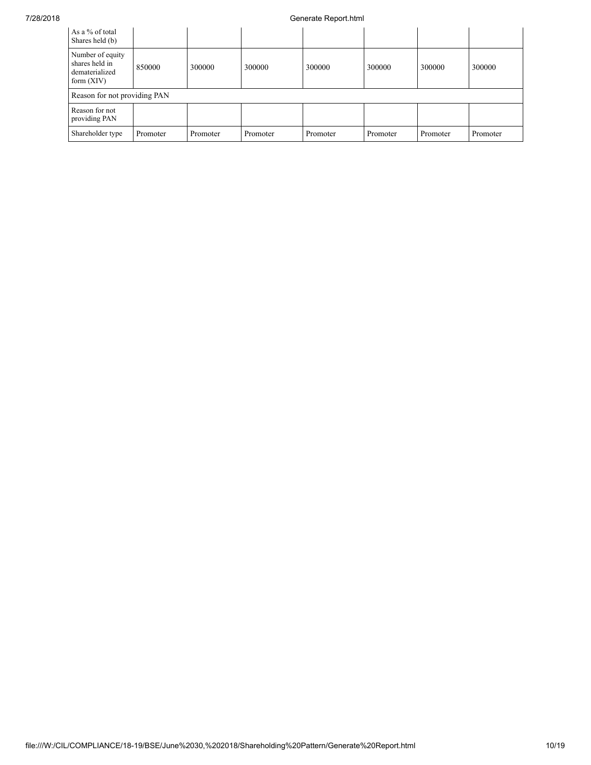| As a % of total Shares held (b) | | | | | | | |
|---|---|---|---|---|---|---|---|
| Number of equity shares held in dematerialized form (XIV) | 850000 | 300000 | 300000 | 300000 | 300000 | 300000 | 300000 |
| Reason for not providing PAN | | | | | | | |
| Reason for not providing PAN | | | | | | | |
| Shareholder type | Promoter | Promoter | Promoter | Promoter | Promoter | Promoter | Promoter |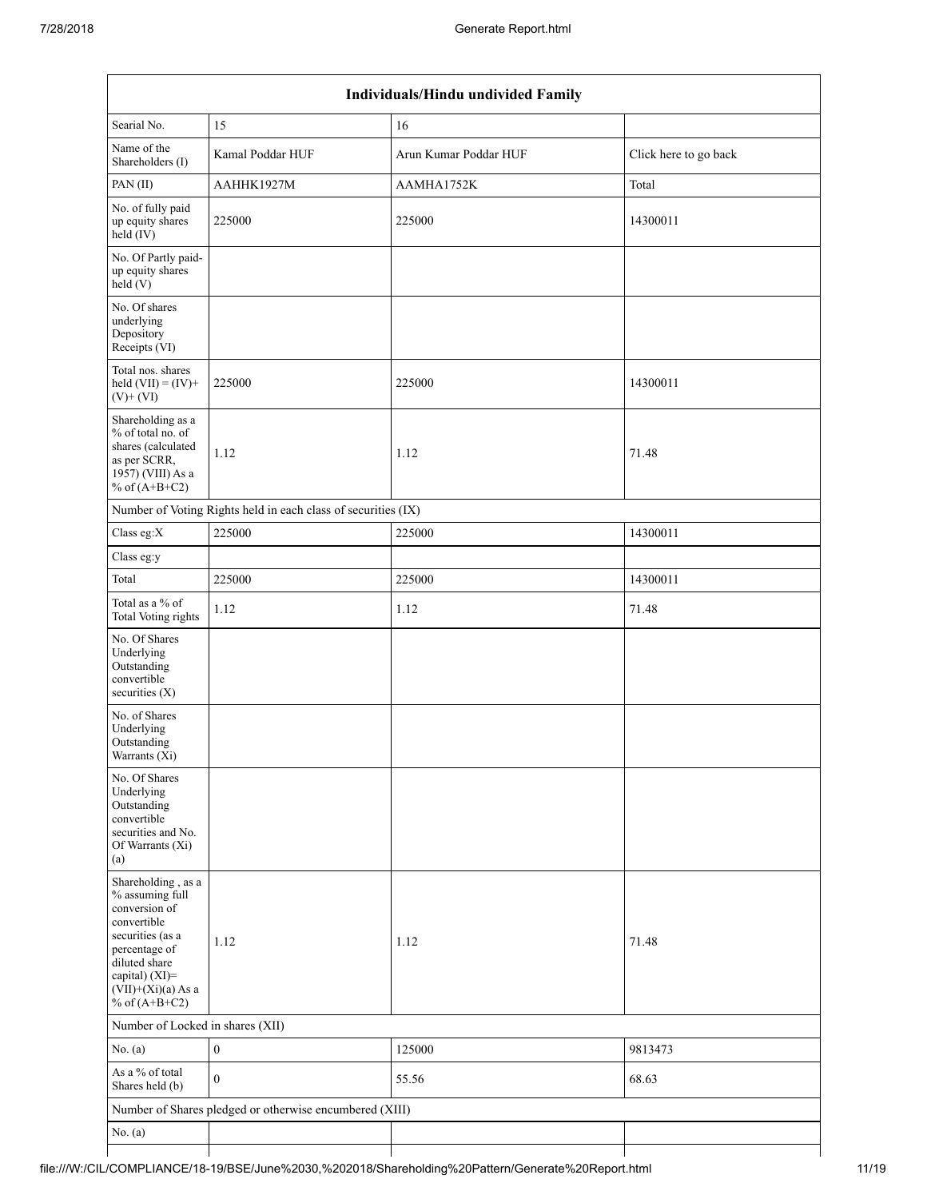| Individuals/Hindu undivided Family | | | |
|---|---|---|---|
| Searial No. | 15 | 16 | |
| Name of the Shareholders (I) | Kamal Poddar HUF | Arun Kumar Poddar HUF | Click here to go back |
| PAN (II) | AAHHK1927M | AAMHA1752K | Total |
| No. of fully paid up equity shares held (IV) | 225000 | 225000 | 14300011 |
| No. Of Partly paid-up equity shares held (V) | | | |
| No. Of shares underlying Depository Receipts (VI) | | | |
| Total nos. shares held (VII) = (IV)+ (V)+ (VI) | 225000 | 225000 | 14300011 |
| Shareholding as a % of total no. of shares (calculated as per SCRR, 1957) (VIII) As a % of (A+B+C2) | 1.12 | 1.12 | 71.48 |
| Number of Voting Rights held in each class of securities (IX) | | | |
| Class eg:X | 225000 | 225000 | 14300011 |
| Class eg:y | | | |
| Total | 225000 | 225000 | 14300011 |
| Total as a % of Total Voting rights | 1.12 | 1.12 | 71.48 |
| No. Of Shares Underlying Outstanding convertible securities (X) | | | |
| No. of Shares Underlying Outstanding Warrants (Xi) | | | |
| No. Of Shares Underlying Outstanding convertible securities and No. Of Warrants (Xi) (a) | | | |
| Shareholding , as a % assuming full conversion of convertible securities (as a percentage of diluted share capital) (XI)= (VII)+(Xi)(a) As a % of (A+B+C2) | 1.12 | 1.12 | 71.48 |
| Number of Locked in shares (XII) | | | |
| No. (a) | 0 | 125000 | 9813473 |
| As a % of total Shares held (b) | 0 | 55.56 | 68.63 |
| Number of Shares pledged or otherwise encumbered (XIII) | | | |
| No. (a) | | | |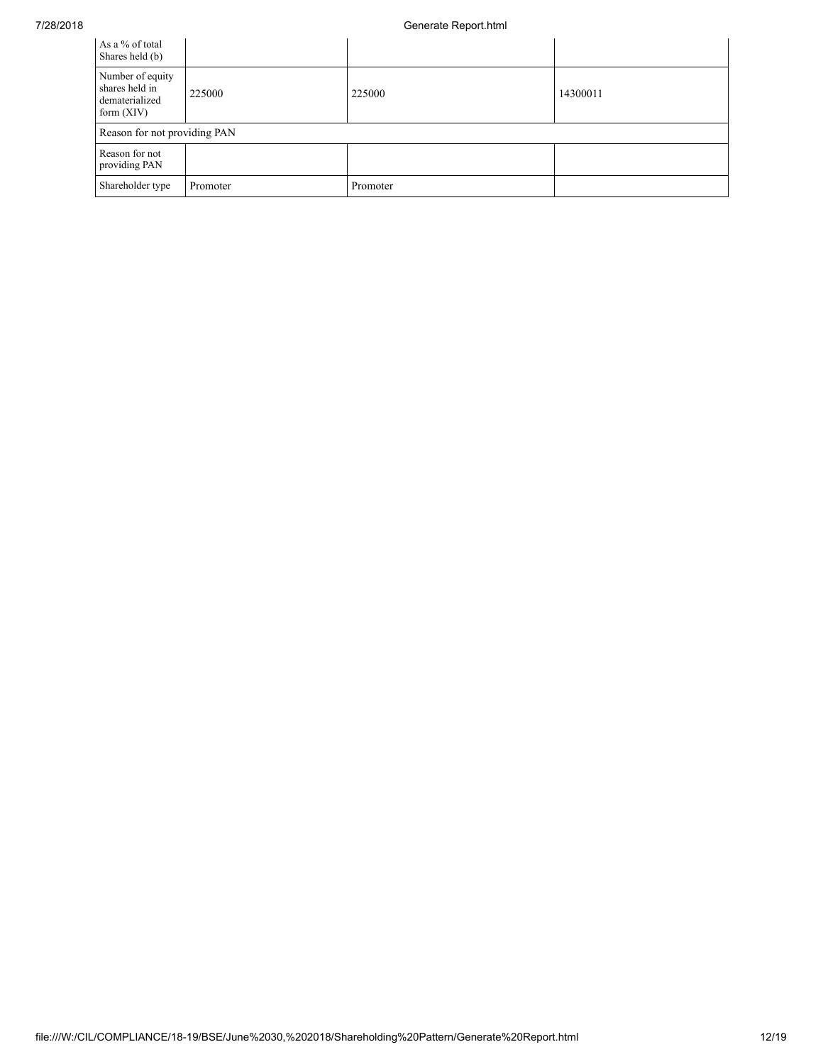| As a % of total Shares held (b) | | | |
|---|---|---|---|
| Number of equity shares held in dematerialized form (XIV) | 225000 | 225000 | 14300011 |
| Reason for not providing PAN | | | |
| Reason for not providing PAN | | | |
| Shareholder type | Promoter | Promoter | |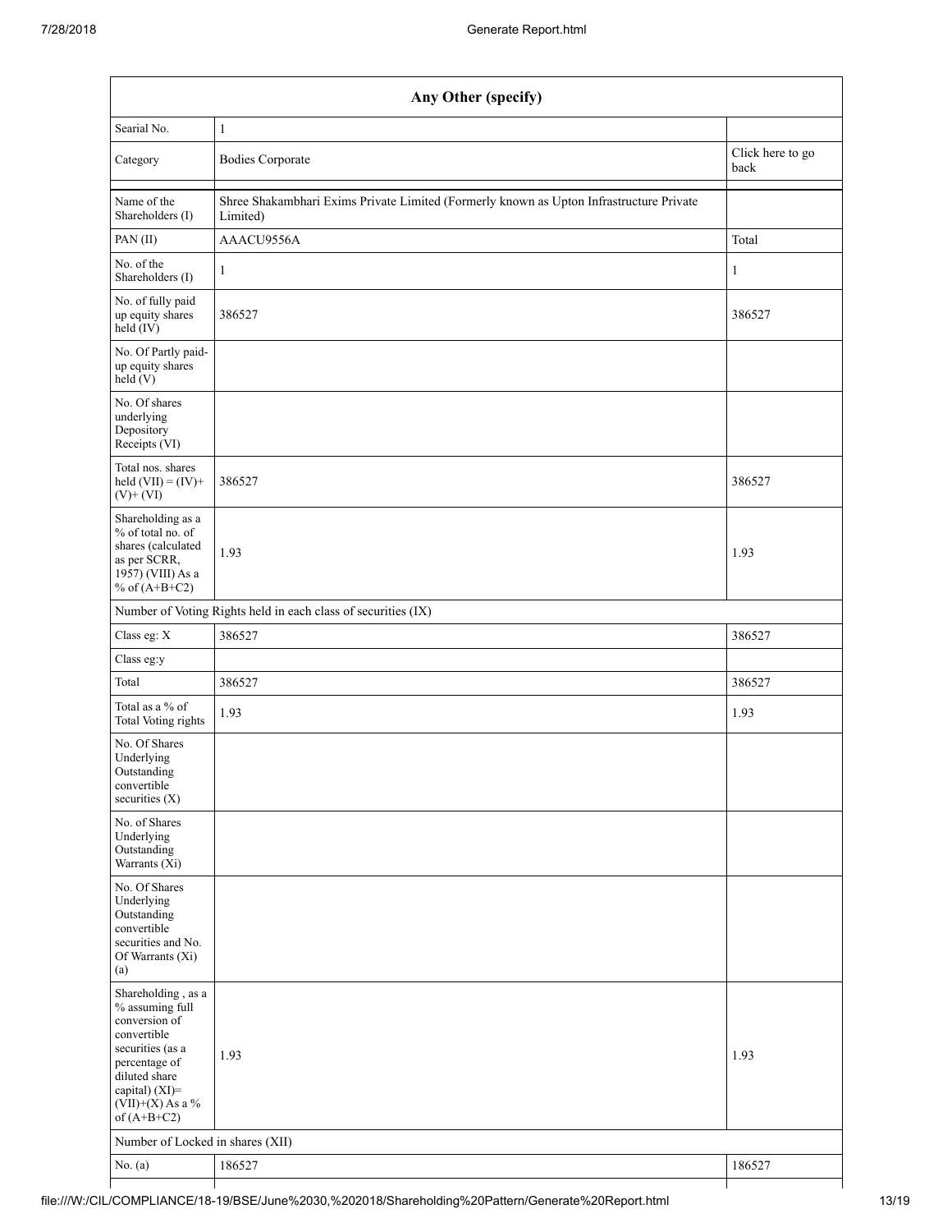| Any Other (specify) | | |
|---|---|---|
| Searial No. | 1 | |
| Category | Bodies Corporate | Click here to go back |
| Name of the Shareholders (I) | Shree Shakambhari Exims Private Limited (Formerly known as Upton Infrastructure Private Limited) | |
| PAN (II) | AAACU9556A | Total |
| No. of the Shareholders (I) | 1 | 1 |
| No. of fully paid up equity shares held (IV) | 386527 | 386527 |
| No. Of Partly paid-up equity shares held (V) | | |
| No. Of shares underlying Depository Receipts (VI) | | |
| Total nos. shares held (VII) = (IV)+ (V)+ (VI) | 386527 | 386527 |
| Shareholding as a % of total no. of shares (calculated as per SCRR, 1957) (VIII) As a % of (A+B+C2) | 1.93 | 1.93 |
| Number of Voting Rights held in each class of securities (IX) | | |
| Class eg: X | 386527 | 386527 |
| Class eg:y | | |
| Total | 386527 | 386527 |
| Total as a % of Total Voting rights | 1.93 | 1.93 |
| No. Of Shares Underlying Outstanding convertible securities (X) | | |
| No. of Shares Underlying Outstanding Warrants (Xi) | | |
| No. Of Shares Underlying Outstanding convertible securities and No. Of Warrants (Xi) (a) | | |
| Shareholding , as a % assuming full conversion of convertible securities (as a percentage of diluted share capital) (XI)= (VII)+(X) As a % of (A+B+C2) | 1.93 | 1.93 |
| Number of Locked in shares (XII) | | |
| No. (a) | 186527 | 186527 |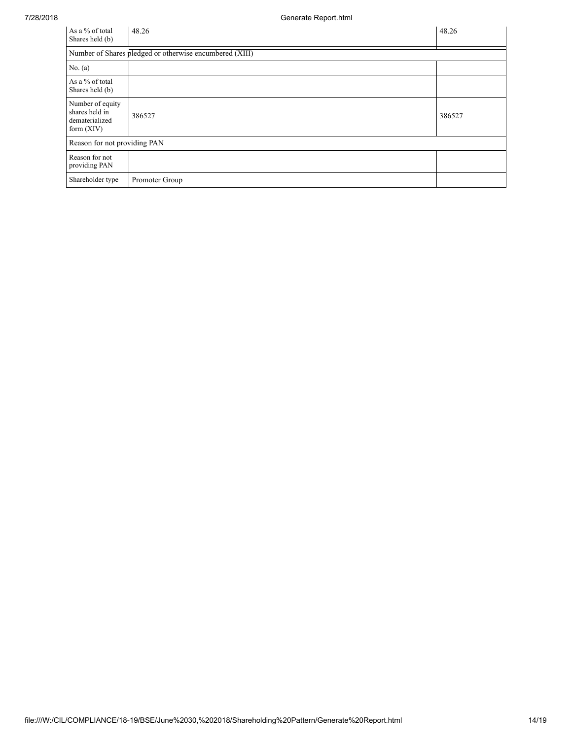| As a % of total Shares held (b) | 48.26 | 48.26 |
| --- | --- | --- |
| Number of Shares pledged or otherwise encumbered (XIII) | | |
| No. (a) | | |
| As a % of total Shares held (b) | | |
| Number of equity shares held in dematerialized form (XIV) | 386527 | 386527 |
| Reason for not providing PAN | | |
| Reason for not providing PAN | | |
| Shareholder type | Promoter Group | |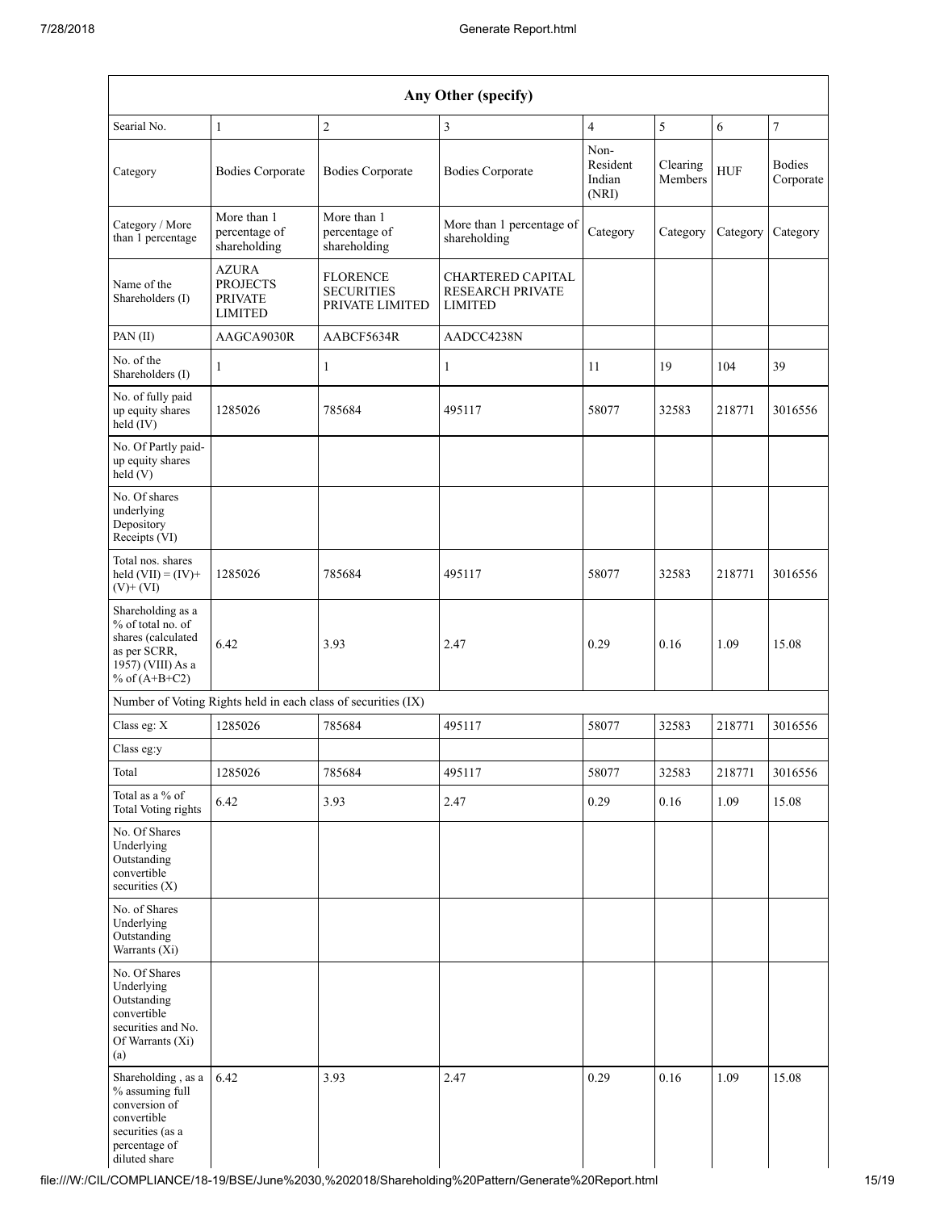| Any Other (specify) | | | | | | | |
|---|---|---|---|---|---|---|---|
| Searial No. | 1 | 2 | 3 | 4 | 5 | 6 | 7 |
| Category | Bodies Corporate | Bodies Corporate | Bodies Corporate | Non-Resident Indian (NRI) | Clearing Members | HUF | Bodies Corporate |
| Category / More than 1 percentage | More than 1 percentage of shareholding | More than 1 percentage of shareholding | More than 1 percentage of shareholding | Category | Category | Category | Category |
| Name of the Shareholders (I) | AZURA PROJECTS PRIVATE LIMITED | FLORENCE SECURITIES PRIVATE LIMITED | CHARTERED CAPITAL RESEARCH PRIVATE LIMITED | | | | |
| PAN (II) | AAGCA9030R | AABCF5634R | AADCC4238N | | | | |
| No. of the Shareholders (I) | 1 | 1 | 1 | 11 | 19 | 104 | 39 |
| No. of fully paid up equity shares held (IV) | 1285026 | 785684 | 495117 | 58077 | 32583 | 218771 | 3016556 |
| No. Of Partly paid-up equity shares held (V) | | | | | | | |
| No. Of shares underlying Depository Receipts (VI) | | | | | | | |
| Total nos. shares held (VII) = (IV)+ (V)+ (VI) | 1285026 | 785684 | 495117 | 58077 | 32583 | 218771 | 3016556 |
| Shareholding as a % of total no. of shares (calculated as per SCRR, 1957) (VIII) As a % of (A+B+C2) | 6.42 | 3.93 | 2.47 | 0.29 | 0.16 | 1.09 | 15.08 |
| Number of Voting Rights held in each class of securities (IX) | | | | | | | |
| Class eg: X | 1285026 | 785684 | 495117 | 58077 | 32583 | 218771 | 3016556 |
| Class eg:y | | | | | | | |
| Total | 1285026 | 785684 | 495117 | 58077 | 32583 | 218771 | 3016556 |
| Total as a % of Total Voting rights | 6.42 | 3.93 | 2.47 | 0.29 | 0.16 | 1.09 | 15.08 |
| No. Of Shares Underlying Outstanding convertible securities (X) | | | | | | | |
| No. of Shares Underlying Outstanding Warrants (Xi) | | | | | | | |
| No. Of Shares Underlying Outstanding convertible securities and No. Of Warrants (Xi) (a) | | | | | | | |
| Shareholding , as a % assuming full conversion of convertible securities (as a percentage of diluted share | 6.42 | 3.93 | 2.47 | 0.29 | 0.16 | 1.09 | 15.08 |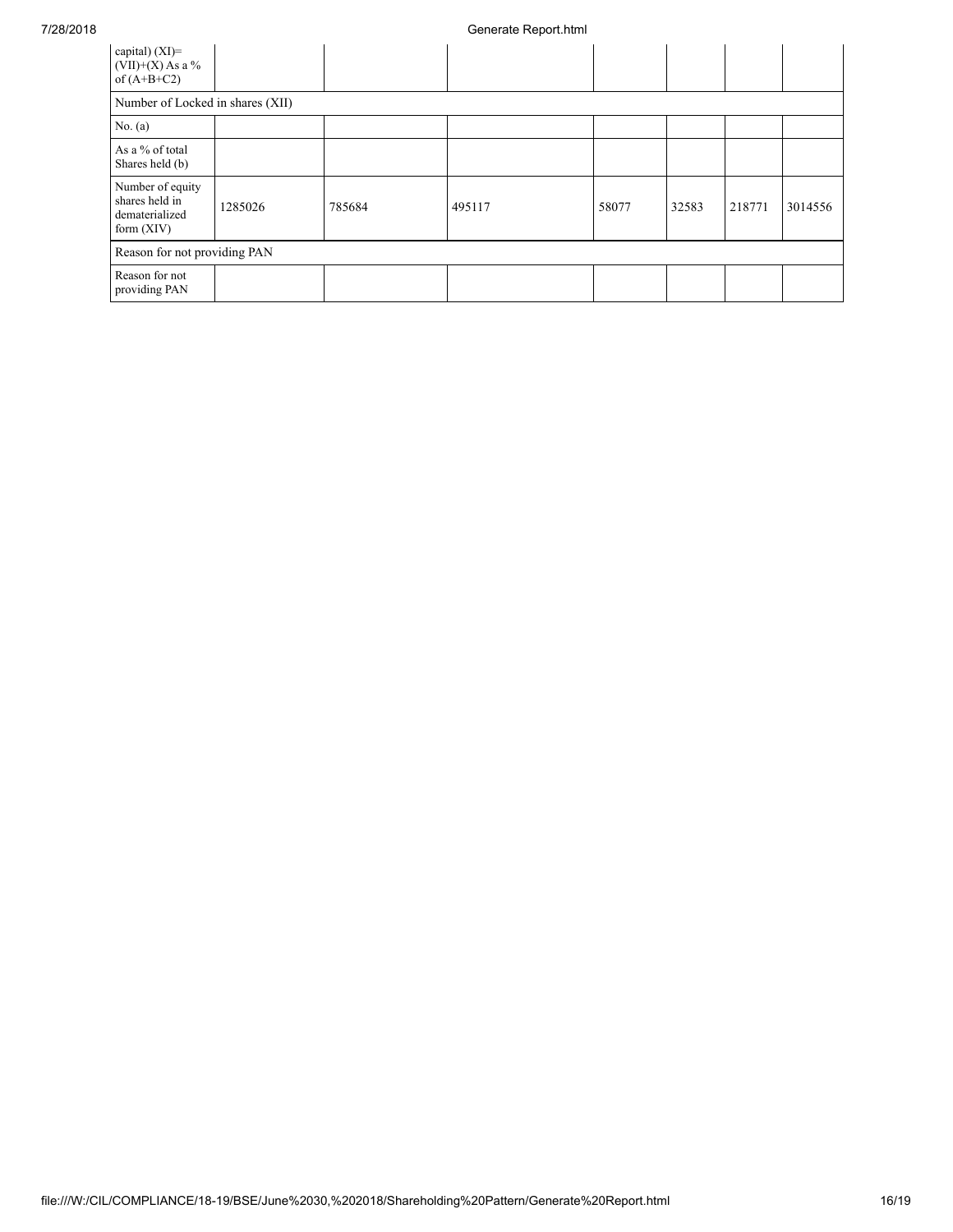| capital) (XI)= (VII)+(X) As a % of (A+B+C2) | | | | | | | |
|---|---|---|---|---|---|---|---|
| Number of Locked in shares (XII) | | | | | | | |
| No. (a) | | | | | | | |
| As a % of total Shares held (b) | | | | | | | |
| Number of equity shares held in dematerialized form (XIV) | 1285026 | 785684 | 495117 | 58077 | 32583 | 218771 | 3014556 |
| Reason for not providing PAN | | | | | | | |
| Reason for not providing PAN | | | | | | | |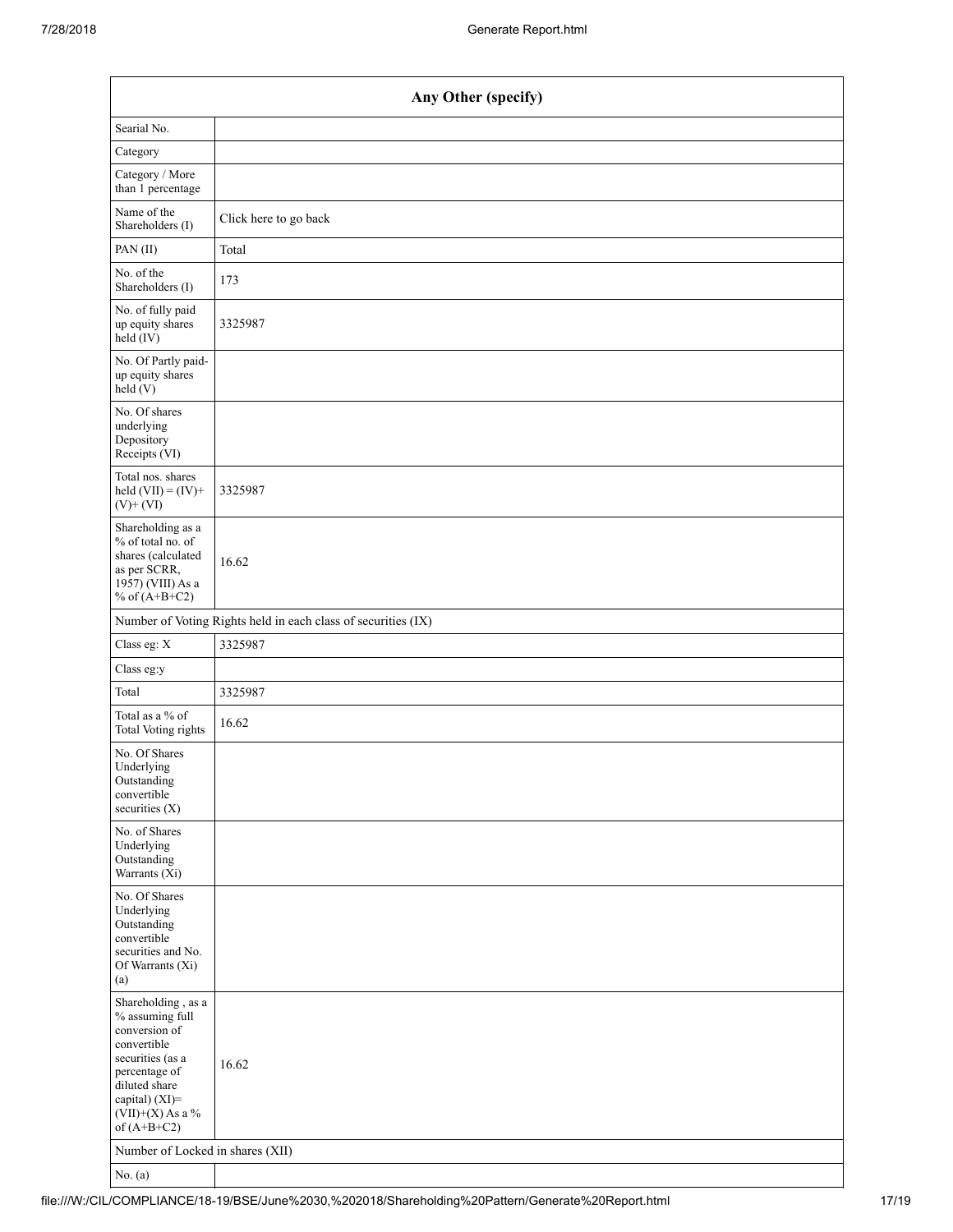| Any Other (specify) | |
|---|---|
| Searial No. | |
| Category | |
| Category / More than 1 percentage | |
| Name of the Shareholders (I) | Click here to go back |
| PAN (II) | Total |
| No. of the Shareholders (I) | 173 |
| No. of fully paid up equity shares held (IV) | 3325987 |
| No. Of Partly paid-up equity shares held (V) | |
| No. Of shares underlying Depository Receipts (VI) | |
| Total nos. shares held (VII) = (IV)+ (V)+ (VI) | 3325987 |
| Shareholding as a % of total no. of shares (calculated as per SCRR, 1957) (VIII) As a % of (A+B+C2) | 16.62 |
| Number of Voting Rights held in each class of securities (IX) | |
| Class eg: X | 3325987 |
| Class eg:y | |
| Total | 3325987 |
| Total as a % of Total Voting rights | 16.62 |
| No. Of Shares Underlying Outstanding convertible securities (X) | |
| No. of Shares Underlying Outstanding Warrants (Xi) | |
| No. Of Shares Underlying Outstanding convertible securities and No. Of Warrants (Xi) (a) | |
| Shareholding , as a % assuming full conversion of convertible securities (as a percentage of diluted share capital) (XI)= (VII)+(X) As a % of (A+B+C2) | 16.62 |
| Number of Locked in shares (XII) | |
| No. (a) | |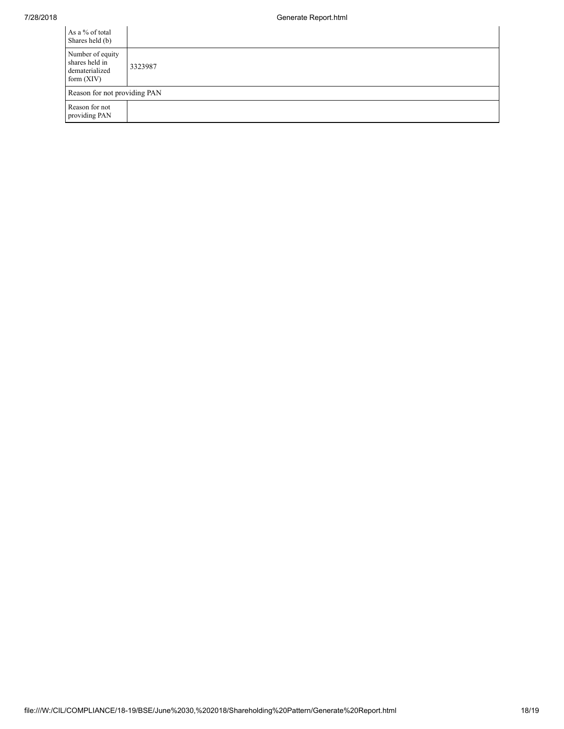| | |
|---|---|
| As a % of total Shares held (b) | |
| Number of equity shares held in dematerialized form (XIV) | 3323987 |
| Reason for not providing PAN | |
| Reason for not providing PAN | |